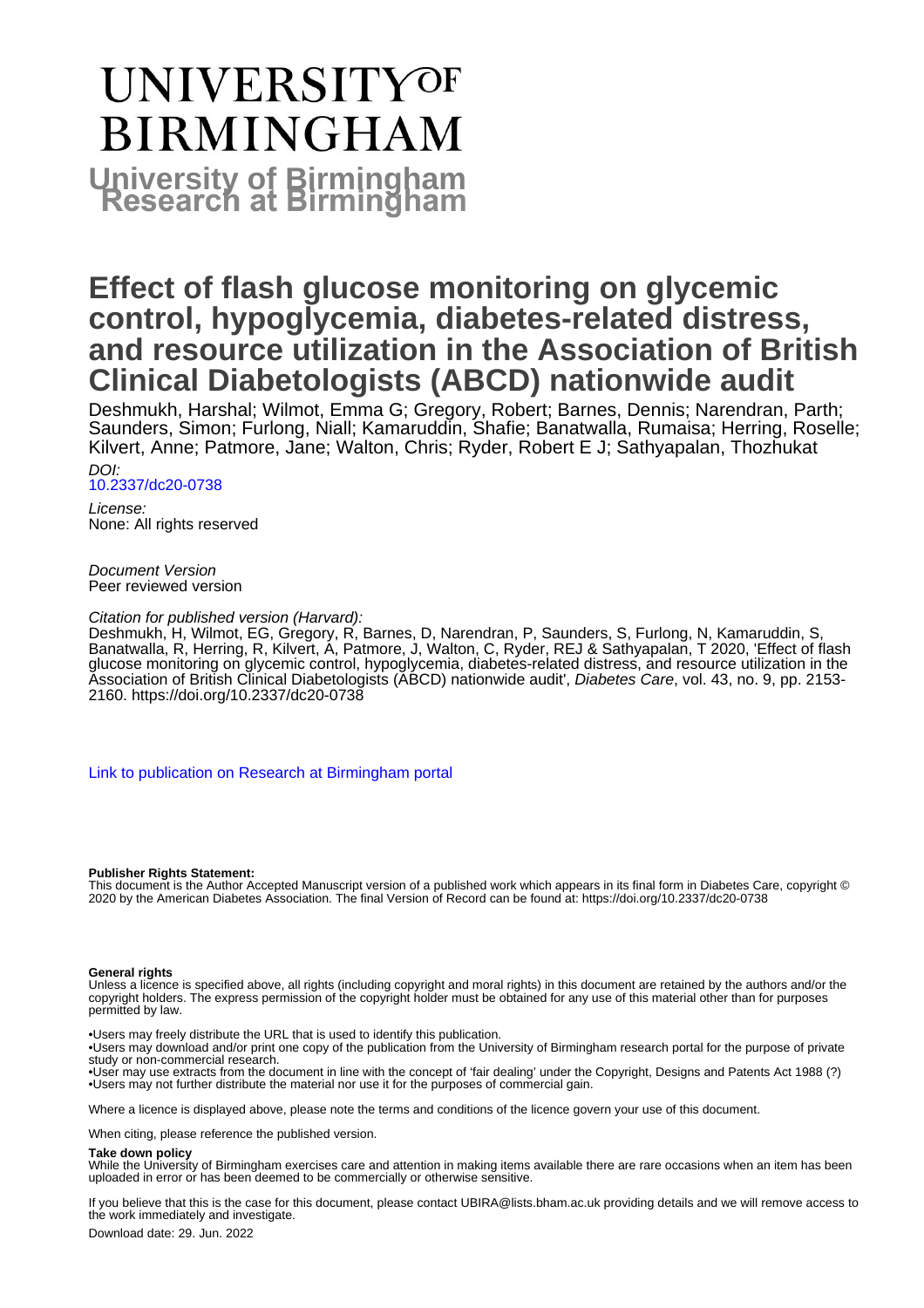# UNIVERSITY OF BIRMINGHAM

## University of Birmingham Research at Birmingham

# Effect of flash glucose monitoring on glycemic control, hypoglycemia, diabetes-related distress, and resource utilization in the Association of British Clinical Diabetologists (ABCD) nationwide audit

Deshmukh, Harshal; Wilmot, Emma G; Gregory, Robert; Barnes, Dennis; Narendran, Parth; Saunders, Simon; Furlong, Niall; Kamaruddin, Shafie; Banatwalla, Rumaisa; Herring, Roselle; Kilvert, Anne; Patmore, Jane; Walton, Chris; Ryder, Robert E J; Sathyapalan, Thozhukat

*DOI:*
10.2337/dc20-0738

*License:*
None: All rights reserved

*Document Version*
Peer reviewed version

*Citation for published version (Harvard):*
Deshmukh, H, Wilmot, EG, Gregory, R, Barnes, D, Narendran, P, Saunders, S, Furlong, N, Kamaruddin, S, Banatwalla, R, Herring, R, Kilvert, A, Patmore, J, Walton, C, Ryder, REJ & Sathyapalan, T 2020, 'Effect of flash glucose monitoring on glycemic control, hypoglycemia, diabetes-related distress, and resource utilization in the Association of British Clinical Diabetologists (ABCD) nationwide audit', *Diabetes Care*, vol. 43, no. 9, pp. 2153-2160. https://doi.org/10.2337/dc20-0738

Link to publication on Research at Birmingham portal

**Publisher Rights Statement:**
This document is the Author Accepted Manuscript version of a published work which appears in its final form in Diabetes Care, copyright © 2020 by the American Diabetes Association. The final Version of Record can be found at: https://doi.org/10.2337/dc20-0738

**General rights**
Unless a licence is specified above, all rights (including copyright and moral rights) in this document are retained by the authors and/or the copyright holders. The express permission of the copyright holder must be obtained for any use of this material other than for purposes permitted by law.

•Users may freely distribute the URL that is used to identify this publication.
•Users may download and/or print one copy of the publication from the University of Birmingham research portal for the purpose of private study or non-commercial research.
•User may use extracts from the document in line with the concept of 'fair dealing' under the Copyright, Designs and Patents Act 1988 (?)
•Users may not further distribute the material nor use it for the purposes of commercial gain.

Where a licence is displayed above, please note the terms and conditions of the licence govern your use of this document.

When citing, please reference the published version.

**Take down policy**
While the University of Birmingham exercises care and attention in making items available there are rare occasions when an item has been uploaded in error or has been deemed to be commercially or otherwise sensitive.

If you believe that this is the case for this document, please contact UBIRA@lists.bham.ac.uk providing details and we will remove access to the work immediately and investigate.

Download date: 29. Jun. 2022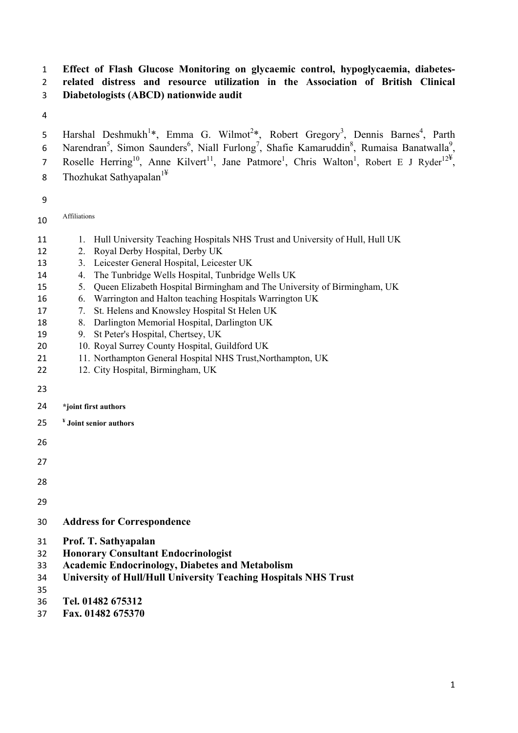# Effect of Flash Glucose Monitoring on glycaemic control, hypoglycaemia, diabetes-related distress and resource utilization in the Association of British Clinical Diabetologists (ABCD) nationwide audit

Harshal Deshmukh[1]*, Emma G. Wilmot[2]*, Robert Gregory[3], Dennis Barnes[4], Parth Narendran[5], Simon Saunders[6], Niall Furlong[7], Shafie Kamaruddin[8], Rumaisa Banatwalla[9], Roselle Herring[10], Anne Kilvert[11], Jane Patmore[1], Chris Walton[1], Robert E J Ryder[12¥], Thozhukat Sathyapalan[1¥]

Affiliations

1. Hull University Teaching Hospitals NHS Trust and University of Hull, Hull UK
2. Royal Derby Hospital, Derby UK
3. Leicester General Hospital, Leicester UK
4. The Tunbridge Wells Hospital, Tunbridge Wells UK
5. Queen Elizabeth Hospital Birmingham and The University of Birmingham, UK
6. Warrington and Halton teaching Hospitals Warrington UK
7. St. Helens and Knowsley Hospital St Helen UK
8. Darlington Memorial Hospital, Darlington UK
9. St Peter's Hospital, Chertsey, UK
10. Royal Surrey County Hospital, Guildford UK
11. Northampton General Hospital NHS Trust,Northampton, UK
12. City Hospital, Birmingham, UK

**\*joint first authors**

**¥ Joint senior authors**

**Address for Correspondence**

**Prof. T. Sathyapalan**
**Honorary Consultant Endocrinologist**
**Academic Endocrinology, Diabetes and Metabolism**
**University of Hull/Hull University Teaching Hospitals NHS Trust**

**Tel. 01482 675312**
**Fax. 01482 675370**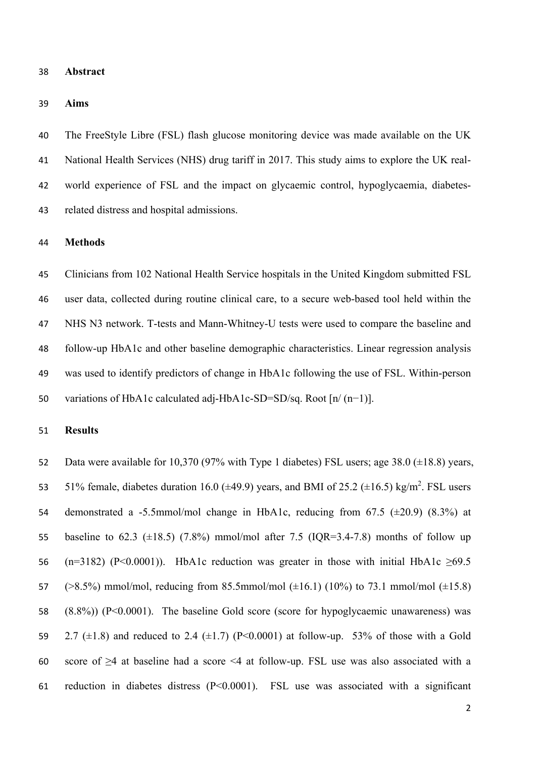## Abstract

### Aims

The FreeStyle Libre (FSL) flash glucose monitoring device was made available on the UK National Health Services (NHS) drug tariff in 2017. This study aims to explore the UK real-world experience of FSL and the impact on glycaemic control, hypoglycaemia, diabetes-related distress and hospital admissions.

### Methods

Clinicians from 102 National Health Service hospitals in the United Kingdom submitted FSL user data, collected during routine clinical care, to a secure web-based tool held within the NHS N3 network. T-tests and Mann-Whitney-U tests were used to compare the baseline and follow-up HbA1c and other baseline demographic characteristics. Linear regression analysis was used to identify predictors of change in HbA1c following the use of FSL. Within-person variations of HbA1c calculated adj-HbA1c-SD=SD/sq. Root [n/ (n−1)].

### Results

Data were available for 10,370 (97% with Type 1 diabetes) FSL users; age 38.0 (±18.8) years, 51% female, diabetes duration 16.0 (±49.9) years, and BMI of 25.2 (±16.5) kg/m$^2$. FSL users demonstrated a -5.5mmol/mol change in HbA1c, reducing from 67.5 (±20.9) (8.3%) at baseline to 62.3 (±18.5) (7.8%) mmol/mol after 7.5 (IQR=3.4-7.8) months of follow up (n=3182) (P<0.0001)). HbA1c reduction was greater in those with initial HbA1c ≥69.5 (>8.5%) mmol/mol, reducing from 85.5mmol/mol (±16.1) (10%) to 73.1 mmol/mol (±15.8) (8.8%)) (P<0.0001). The baseline Gold score (score for hypoglycaemic unawareness) was 2.7 (±1.8) and reduced to 2.4 (±1.7) (P<0.0001) at follow-up. 53% of those with a Gold score of ≥4 at baseline had a score <4 at follow-up. FSL use was also associated with a reduction in diabetes distress (P<0.0001). FSL use was associated with a significant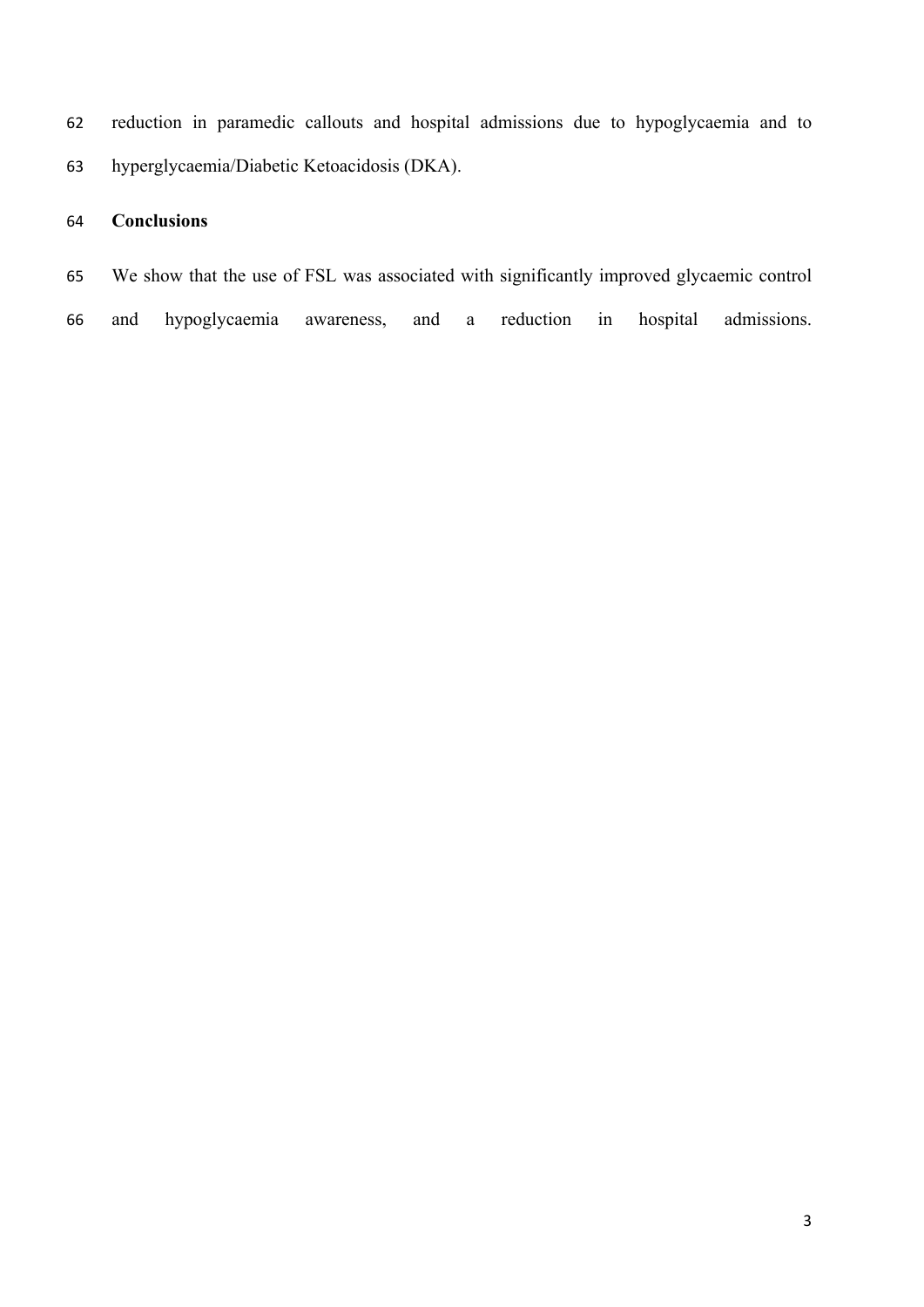reduction in paramedic callouts and hospital admissions due to hypoglycaemia and to hyperglycaemia/Diabetic Ketoacidosis (DKA).

**Conclusions**

We show that the use of FSL was associated with significantly improved glycaemic control and hypoglycaemia awareness, and a reduction in hospital admissions.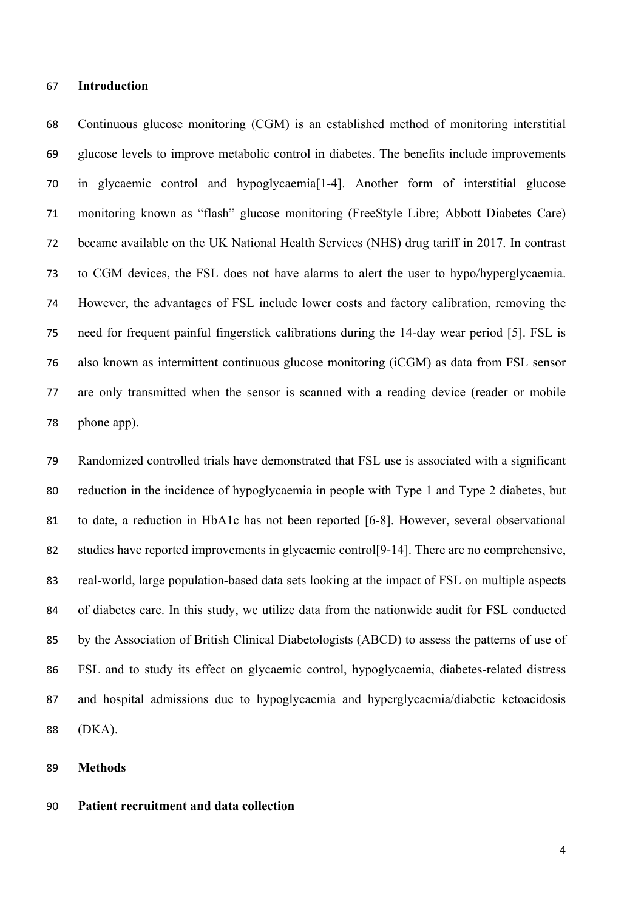## Introduction

Continuous glucose monitoring (CGM) is an established method of monitoring interstitial glucose levels to improve metabolic control in diabetes. The benefits include improvements in glycaemic control and hypoglycaemia[1-4]. Another form of interstitial glucose monitoring known as "flash" glucose monitoring (FreeStyle Libre; Abbott Diabetes Care) became available on the UK National Health Services (NHS) drug tariff in 2017. In contrast to CGM devices, the FSL does not have alarms to alert the user to hypo/hyperglycaemia. However, the advantages of FSL include lower costs and factory calibration, removing the need for frequent painful fingerstick calibrations during the 14-day wear period [5]. FSL is also known as intermittent continuous glucose monitoring (iCGM) as data from FSL sensor are only transmitted when the sensor is scanned with a reading device (reader or mobile phone app).

Randomized controlled trials have demonstrated that FSL use is associated with a significant reduction in the incidence of hypoglycaemia in people with Type 1 and Type 2 diabetes, but to date, a reduction in HbA1c has not been reported [6-8]. However, several observational studies have reported improvements in glycaemic control[9-14]. There are no comprehensive, real-world, large population-based data sets looking at the impact of FSL on multiple aspects of diabetes care. In this study, we utilize data from the nationwide audit for FSL conducted by the Association of British Clinical Diabetologists (ABCD) to assess the patterns of use of FSL and to study its effect on glycaemic control, hypoglycaemia, diabetes-related distress and hospital admissions due to hypoglycaemia and hyperglycaemia/diabetic ketoacidosis (DKA).

## Methods

### Patient recruitment and data collection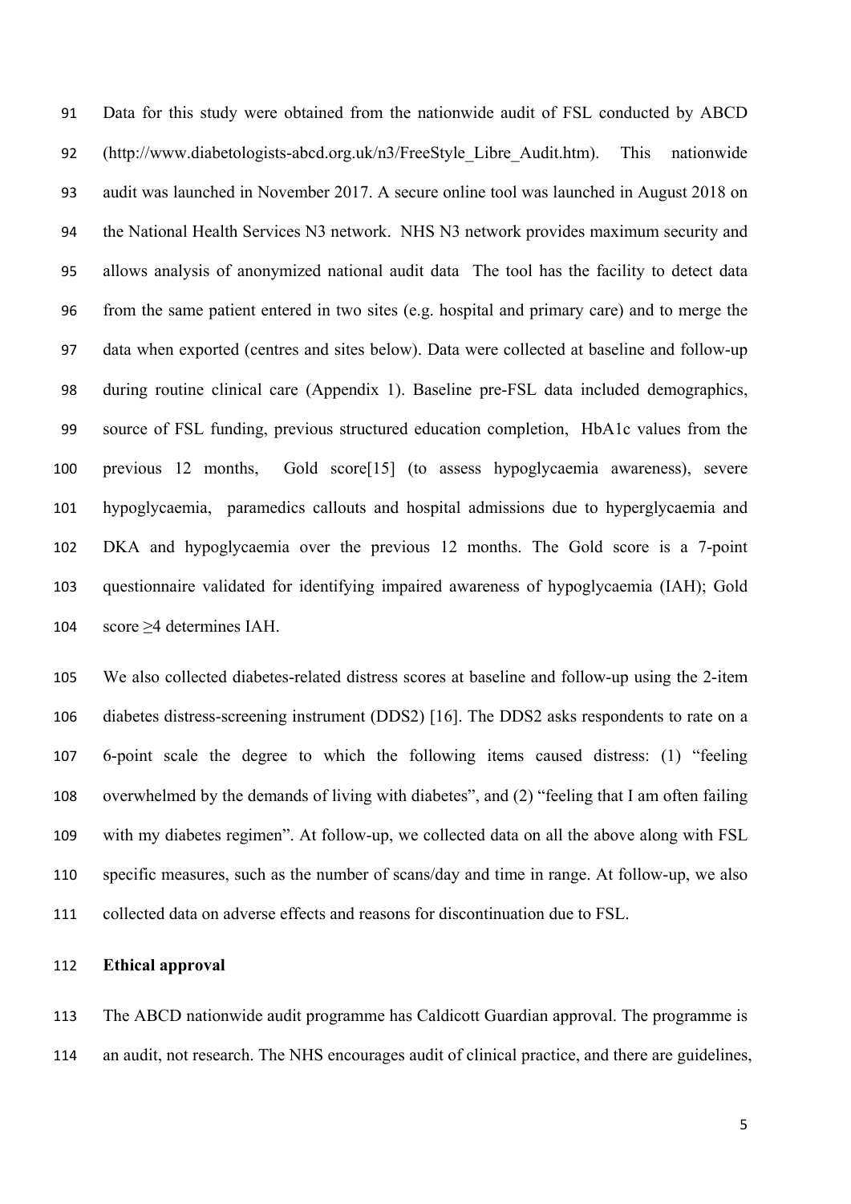Data for this study were obtained from the nationwide audit of FSL conducted by ABCD (http://www.diabetologists-abcd.org.uk/n3/FreeStyle_Libre_Audit.htm). This nationwide audit was launched in November 2017. A secure online tool was launched in August 2018 on the National Health Services N3 network. NHS N3 network provides maximum security and allows analysis of anonymized national audit data The tool has the facility to detect data from the same patient entered in two sites (e.g. hospital and primary care) and to merge the data when exported (centres and sites below). Data were collected at baseline and follow-up during routine clinical care (Appendix 1). Baseline pre-FSL data included demographics, source of FSL funding, previous structured education completion, HbA1c values from the previous 12 months, Gold score[15] (to assess hypoglycaemia awareness), severe hypoglycaemia, paramedics callouts and hospital admissions due to hyperglycaemia and DKA and hypoglycaemia over the previous 12 months. The Gold score is a 7-point questionnaire validated for identifying impaired awareness of hypoglycaemia (IAH); Gold score ≥4 determines IAH.

We also collected diabetes-related distress scores at baseline and follow-up using the 2-item diabetes distress-screening instrument (DDS2) [16]. The DDS2 asks respondents to rate on a 6-point scale the degree to which the following items caused distress: (1) "feeling overwhelmed by the demands of living with diabetes", and (2) "feeling that I am often failing with my diabetes regimen". At follow-up, we collected data on all the above along with FSL specific measures, such as the number of scans/day and time in range. At follow-up, we also collected data on adverse effects and reasons for discontinuation due to FSL.

**Ethical approval**

The ABCD nationwide audit programme has Caldicott Guardian approval. The programme is an audit, not research. The NHS encourages audit of clinical practice, and there are guidelines,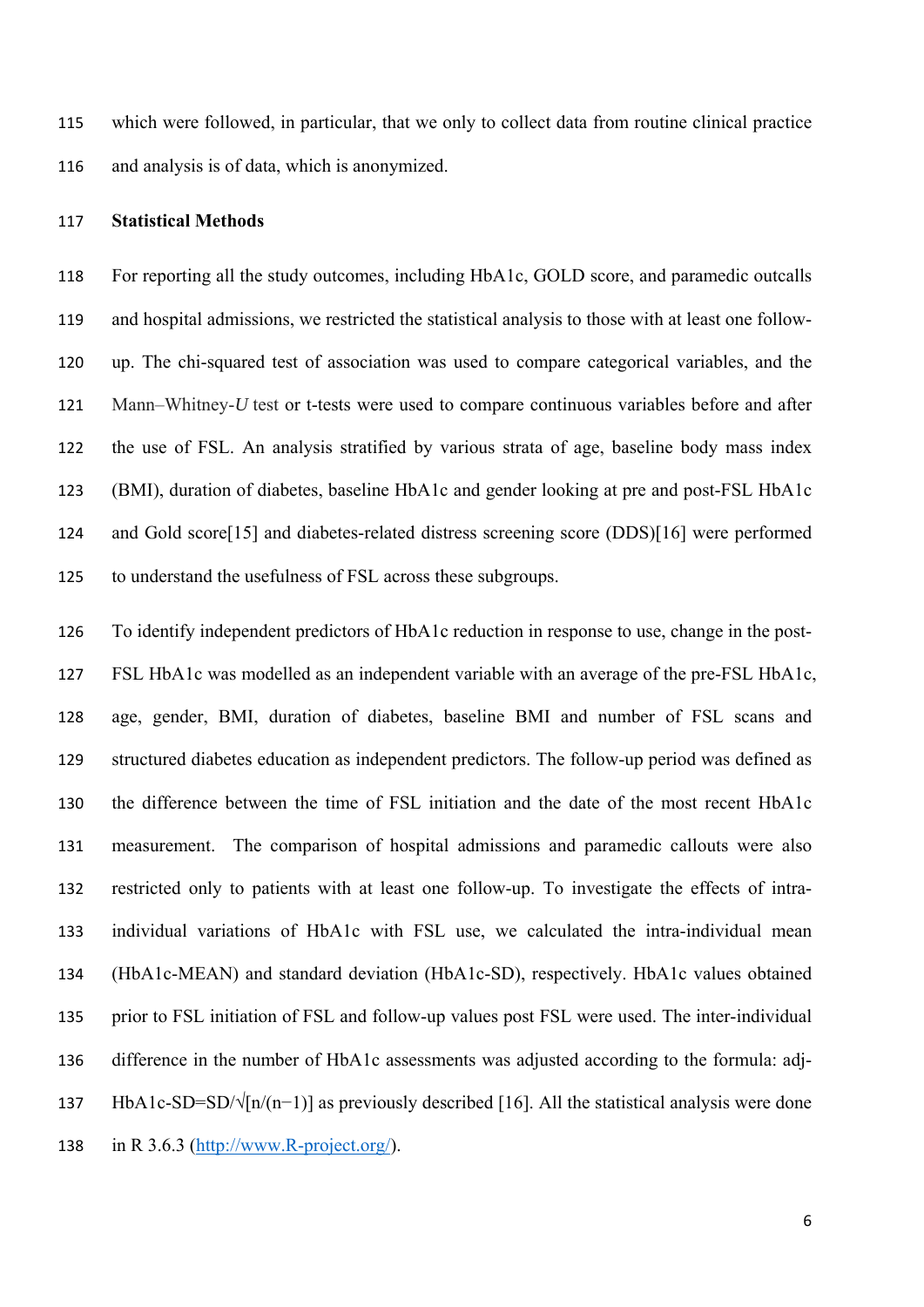which were followed, in particular, that we only to collect data from routine clinical practice and analysis is of data, which is anonymized.

**Statistical Methods**

For reporting all the study outcomes, including HbA1c, GOLD score, and paramedic outcalls and hospital admissions, we restricted the statistical analysis to those with at least one follow-up. The chi-squared test of association was used to compare categorical variables, and the Mann–Whitney-*U* test or t-tests were used to compare continuous variables before and after the use of FSL. An analysis stratified by various strata of age, baseline body mass index (BMI), duration of diabetes, baseline HbA1c and gender looking at pre and post-FSL HbA1c and Gold score[15] and diabetes-related distress screening score (DDS)[16] were performed to understand the usefulness of FSL across these subgroups.

To identify independent predictors of HbA1c reduction in response to use, change in the post-FSL HbA1c was modelled as an independent variable with an average of the pre-FSL HbA1c, age, gender, BMI, duration of diabetes, baseline BMI and number of FSL scans and structured diabetes education as independent predictors. The follow-up period was defined as the difference between the time of FSL initiation and the date of the most recent HbA1c measurement. The comparison of hospital admissions and paramedic callouts were also restricted only to patients with at least one follow-up. To investigate the effects of intra-individual variations of HbA1c with FSL use, we calculated the intra-individual mean (HbA1c-MEAN) and standard deviation (HbA1c-SD), respectively. HbA1c values obtained prior to FSL initiation of FSL and follow-up values post FSL were used. The inter-individual difference in the number of HbA1c assessments was adjusted according to the formula: adj-HbA1c-SD=SD/$\sqrt{[n/(n-1)]}$ as previously described [16]. All the statistical analysis were done in R 3.6.3 (http://www.R-project.org/).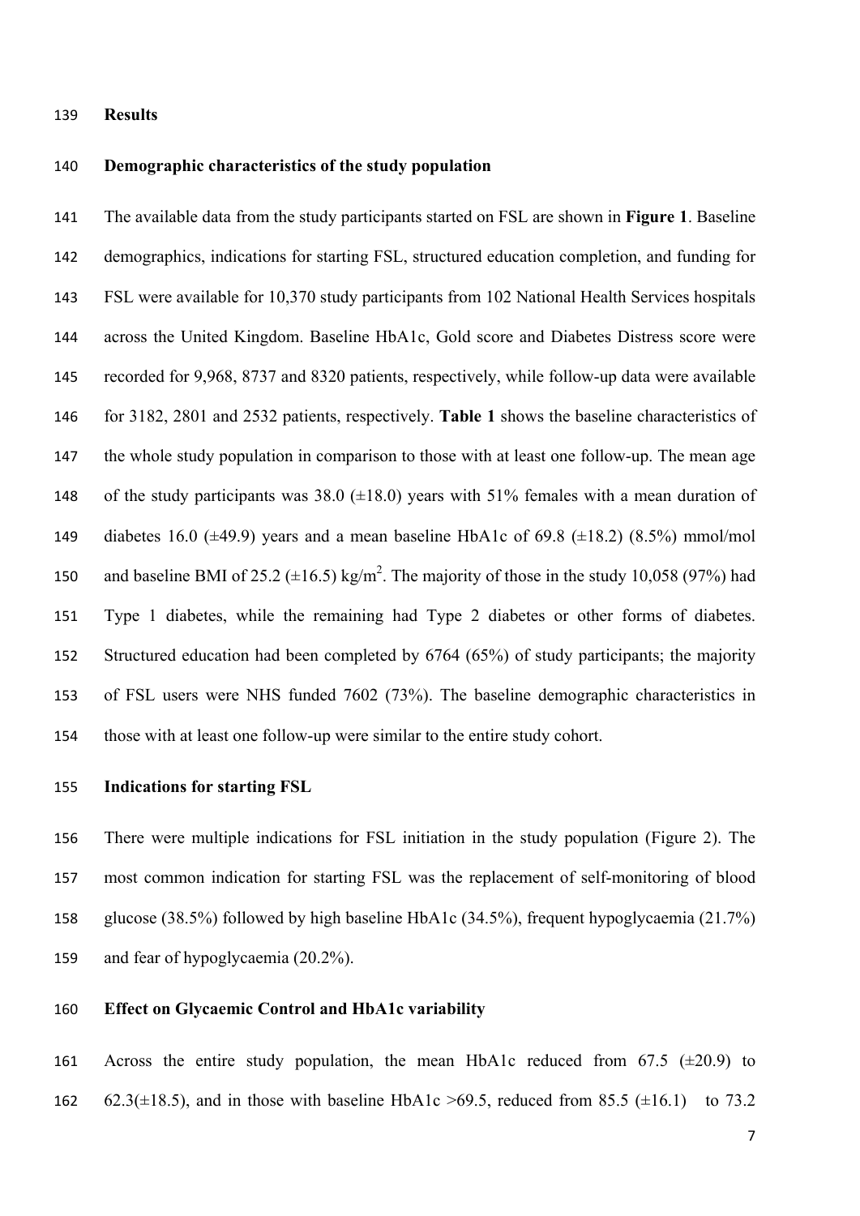## Results

### Demographic characteristics of the study population

The available data from the study participants started on FSL are shown in **Figure 1**. Baseline demographics, indications for starting FSL, structured education completion, and funding for FSL were available for 10,370 study participants from 102 National Health Services hospitals across the United Kingdom. Baseline HbA1c, Gold score and Diabetes Distress score were recorded for 9,968, 8737 and 8320 patients, respectively, while follow-up data were available for 3182, 2801 and 2532 patients, respectively. **Table 1** shows the baseline characteristics of the whole study population in comparison to those with at least one follow-up. The mean age of the study participants was 38.0 (±18.0) years with 51% females with a mean duration of diabetes 16.0 (±49.9) years and a mean baseline HbA1c of 69.8 (±18.2) (8.5%) mmol/mol and baseline BMI of 25.2 (±16.5) kg/m$^2$. The majority of those in the study 10,058 (97%) had Type 1 diabetes, while the remaining had Type 2 diabetes or other forms of diabetes. Structured education had been completed by 6764 (65%) of study participants; the majority of FSL users were NHS funded 7602 (73%). The baseline demographic characteristics in those with at least one follow-up were similar to the entire study cohort.

### Indications for starting FSL

There were multiple indications for FSL initiation in the study population (Figure 2). The most common indication for starting FSL was the replacement of self-monitoring of blood glucose (38.5%) followed by high baseline HbA1c (34.5%), frequent hypoglycaemia (21.7%) and fear of hypoglycaemia (20.2%).

### Effect on Glycaemic Control and HbA1c variability

Across the entire study population, the mean HbA1c reduced from 67.5 (±20.9) to 62.3(±18.5), and in those with baseline HbA1c >69.5, reduced from 85.5 (±16.1) to 73.2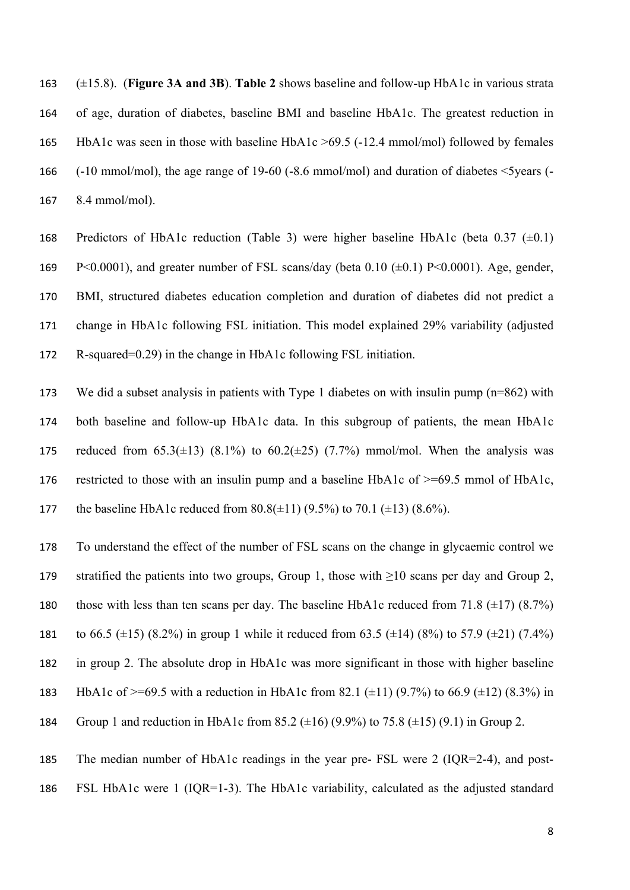(±15.8). (**Figure 3A and 3B**). **Table 2** shows baseline and follow-up HbA1c in various strata of age, duration of diabetes, baseline BMI and baseline HbA1c. The greatest reduction in HbA1c was seen in those with baseline HbA1c >69.5 (-12.4 mmol/mol) followed by females (-10 mmol/mol), the age range of 19-60 (-8.6 mmol/mol) and duration of diabetes <5years (-8.4 mmol/mol).

Predictors of HbA1c reduction (Table 3) were higher baseline HbA1c (beta 0.37 (±0.1) $P<0.0001$), and greater number of FSL scans/day (beta 0.10 (±0.1) $P<0.0001$). Age, gender, BMI, structured diabetes education completion and duration of diabetes did not predict a change in HbA1c following FSL initiation. This model explained 29% variability (adjusted R-squared=0.29) in the change in HbA1c following FSL initiation.

We did a subset analysis in patients with Type 1 diabetes on with insulin pump (n=862) with both baseline and follow-up HbA1c data. In this subgroup of patients, the mean HbA1c reduced from 65.3(±13) (8.1%) to 60.2(±25) (7.7%) mmol/mol. When the analysis was restricted to those with an insulin pump and a baseline HbA1c of >=69.5 mmol of HbA1c, the baseline HbA1c reduced from 80.8(±11) (9.5%) to 70.1 (±13) (8.6%).

To understand the effect of the number of FSL scans on the change in glycaemic control we stratified the patients into two groups, Group 1, those with ≥10 scans per day and Group 2, those with less than ten scans per day. The baseline HbA1c reduced from 71.8 (±17) (8.7%) to 66.5 (±15) (8.2%) in group 1 while it reduced from 63.5 (±14) (8%) to 57.9 (±21) (7.4%) in group 2. The absolute drop in HbA1c was more significant in those with higher baseline HbA1c of >=69.5 with a reduction in HbA1c from 82.1 (±11) (9.7%) to 66.9 (±12) (8.3%) in Group 1 and reduction in HbA1c from 85.2 (±16) (9.9%) to 75.8 (±15) (9.1) in Group 2.

The median number of HbA1c readings in the year pre- FSL were 2 (IQR=2-4), and post-FSL HbA1c were 1 (IQR=1-3). The HbA1c variability, calculated as the adjusted standard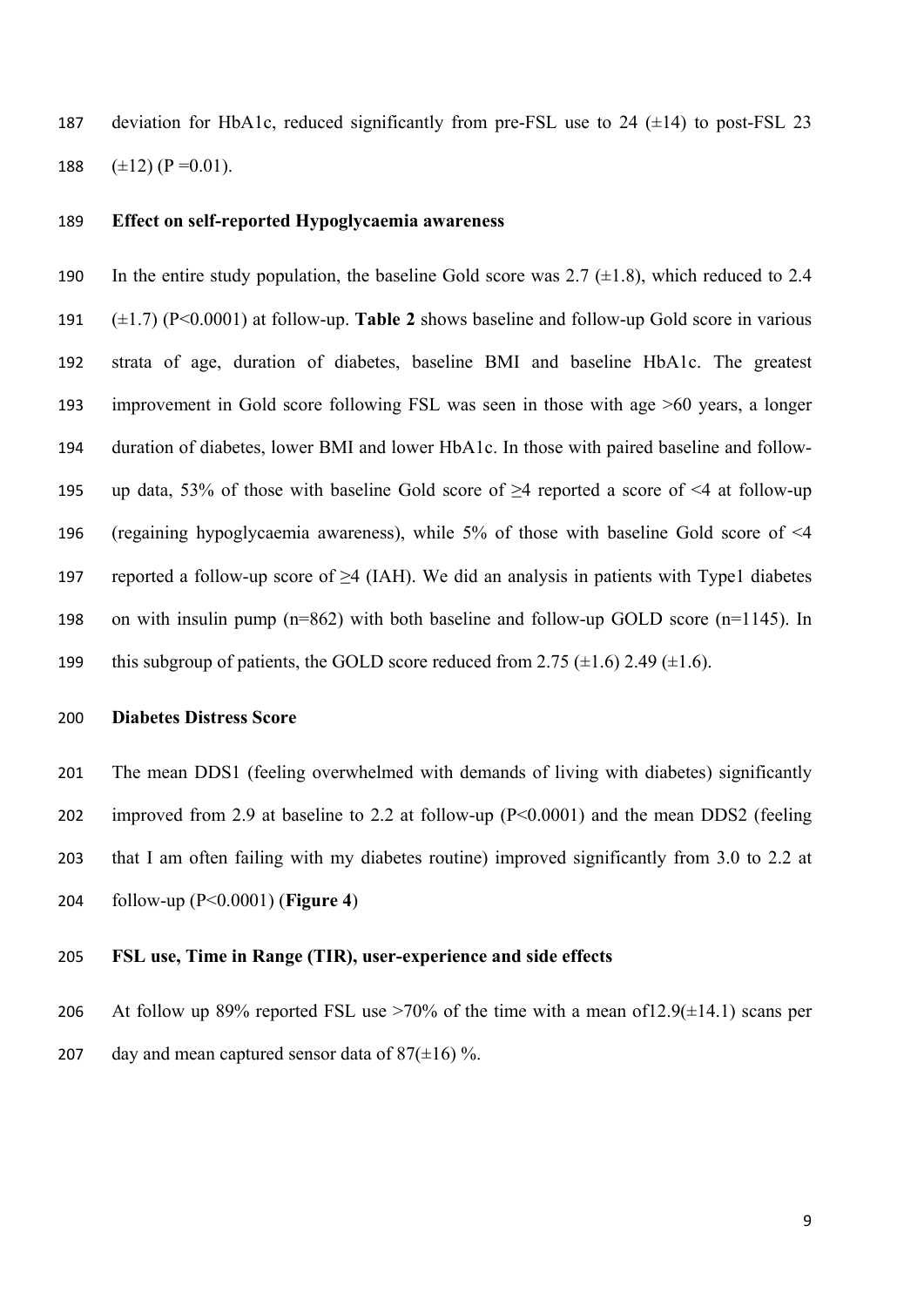deviation for HbA1c, reduced significantly from pre-FSL use to 24 (±14) to post-FSL 23 (±12) (P =0.01).

**Effect on self-reported Hypoglycaemia awareness**

In the entire study population, the baseline Gold score was 2.7 (±1.8), which reduced to 2.4 (±1.7) (P<0.0001) at follow-up. **Table 2** shows baseline and follow-up Gold score in various strata of age, duration of diabetes, baseline BMI and baseline HbA1c. The greatest improvement in Gold score following FSL was seen in those with age >60 years, a longer duration of diabetes, lower BMI and lower HbA1c. In those with paired baseline and follow-up data, 53% of those with baseline Gold score of ≥4 reported a score of <4 at follow-up (regaining hypoglycaemia awareness), while 5% of those with baseline Gold score of <4 reported a follow-up score of ≥4 (IAH). We did an analysis in patients with Type1 diabetes on with insulin pump (n=862) with both baseline and follow-up GOLD score (n=1145). In this subgroup of patients, the GOLD score reduced from 2.75 (±1.6) 2.49 (±1.6).

**Diabetes Distress Score**

The mean DDS1 (feeling overwhelmed with demands of living with diabetes) significantly improved from 2.9 at baseline to 2.2 at follow-up (P<0.0001) and the mean DDS2 (feeling that I am often failing with my diabetes routine) improved significantly from 3.0 to 2.2 at follow-up (P<0.0001) (**Figure 4**)

**FSL use, Time in Range (TIR), user-experience and side effects**

At follow up 89% reported FSL use >70% of the time with a mean of12.9(±14.1) scans per day and mean captured sensor data of 87(±16) %.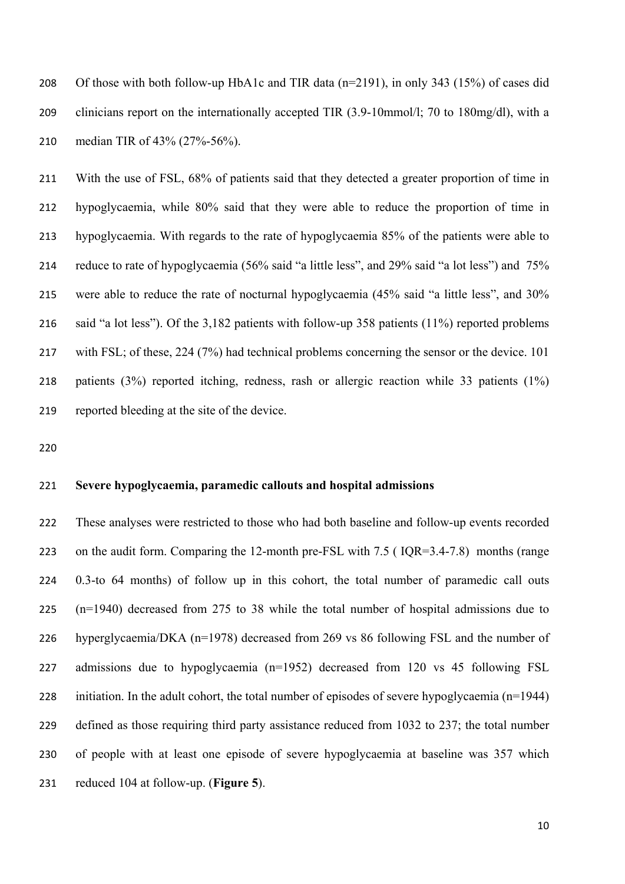Of those with both follow-up HbA1c and TIR data (n=2191), in only 343 (15%) of cases did clinicians report on the internationally accepted TIR (3.9-10mmol/l; 70 to 180mg/dl), with a median TIR of 43% (27%-56%).

With the use of FSL, 68% of patients said that they detected a greater proportion of time in hypoglycaemia, while 80% said that they were able to reduce the proportion of time in hypoglycaemia. With regards to the rate of hypoglycaemia 85% of the patients were able to reduce to rate of hypoglycaemia (56% said "a little less", and 29% said "a lot less") and 75% were able to reduce the rate of nocturnal hypoglycaemia (45% said "a little less", and 30% said "a lot less"). Of the 3,182 patients with follow-up 358 patients (11%) reported problems with FSL; of these, 224 (7%) had technical problems concerning the sensor or the device. 101 patients (3%) reported itching, redness, rash or allergic reaction while 33 patients (1%) reported bleeding at the site of the device.

## Severe hypoglycaemia, paramedic callouts and hospital admissions

These analyses were restricted to those who had both baseline and follow-up events recorded on the audit form. Comparing the 12-month pre-FSL with 7.5 ( IQR=3.4-7.8) months (range 0.3-to 64 months) of follow up in this cohort, the total number of paramedic call outs (n=1940) decreased from 275 to 38 while the total number of hospital admissions due to hyperglycaemia/DKA (n=1978) decreased from 269 vs 86 following FSL and the number of admissions due to hypoglycaemia (n=1952) decreased from 120 vs 45 following FSL initiation. In the adult cohort, the total number of episodes of severe hypoglycaemia (n=1944) defined as those requiring third party assistance reduced from 1032 to 237; the total number of people with at least one episode of severe hypoglycaemia at baseline was 357 which reduced 104 at follow-up. (**Figure 5**).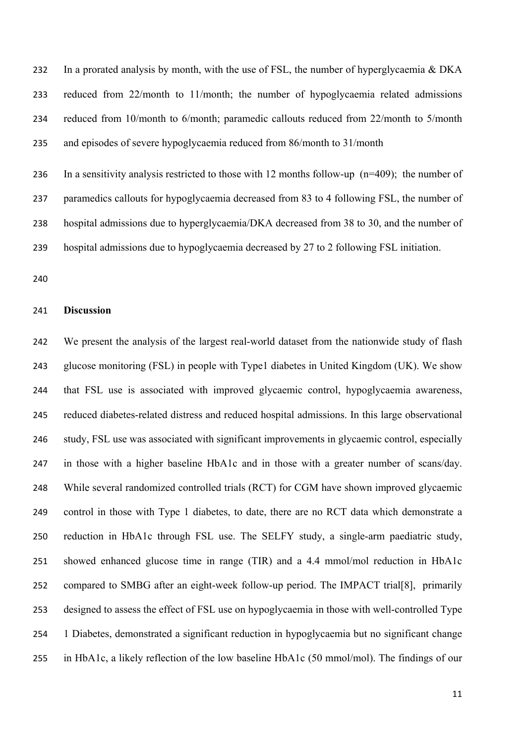In a prorated analysis by month, with the use of FSL, the number of hyperglycaemia & DKA reduced from 22/month to 11/month; the number of hypoglycaemia related admissions reduced from 10/month to 6/month; paramedic callouts reduced from 22/month to 5/month and episodes of severe hypoglycaemia reduced from 86/month to 31/month

In a sensitivity analysis restricted to those with 12 months follow-up (n=409); the number of paramedics callouts for hypoglycaemia decreased from 83 to 4 following FSL, the number of hospital admissions due to hyperglycaemia/DKA decreased from 38 to 30, and the number of hospital admissions due to hypoglycaemia decreased by 27 to 2 following FSL initiation.

## Discussion

We present the analysis of the largest real-world dataset from the nationwide study of flash glucose monitoring (FSL) in people with Type1 diabetes in United Kingdom (UK). We show that FSL use is associated with improved glycaemic control, hypoglycaemia awareness, reduced diabetes-related distress and reduced hospital admissions. In this large observational study, FSL use was associated with significant improvements in glycaemic control, especially in those with a higher baseline HbA1c and in those with a greater number of scans/day. While several randomized controlled trials (RCT) for CGM have shown improved glycaemic control in those with Type 1 diabetes, to date, there are no RCT data which demonstrate a reduction in HbA1c through FSL use. The SELFY study, a single-arm paediatric study, showed enhanced glucose time in range (TIR) and a 4.4 mmol/mol reduction in HbA1c compared to SMBG after an eight-week follow-up period. The IMPACT trial[8], primarily designed to assess the effect of FSL use on hypoglycaemia in those with well-controlled Type 1 Diabetes, demonstrated a significant reduction in hypoglycaemia but no significant change in HbA1c, a likely reflection of the low baseline HbA1c (50 mmol/mol). The findings of our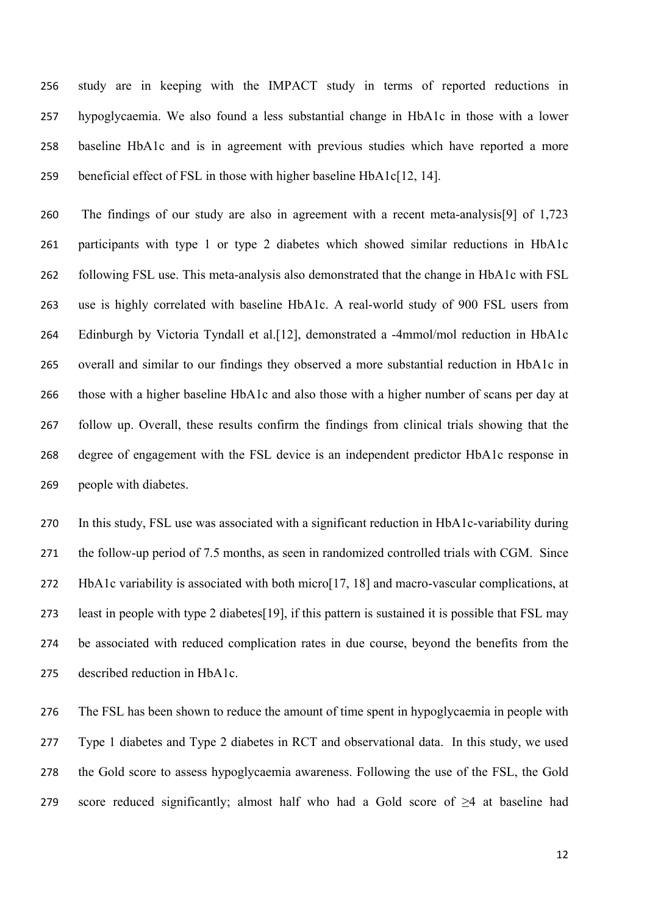study are in keeping with the IMPACT study in terms of reported reductions in hypoglycaemia. We also found a less substantial change in HbA1c in those with a lower baseline HbA1c and is in agreement with previous studies which have reported a more beneficial effect of FSL in those with higher baseline HbA1c[12, 14].

The findings of our study are also in agreement with a recent meta-analysis[9] of 1,723 participants with type 1 or type 2 diabetes which showed similar reductions in HbA1c following FSL use. This meta-analysis also demonstrated that the change in HbA1c with FSL use is highly correlated with baseline HbA1c. A real-world study of 900 FSL users from Edinburgh by Victoria Tyndall et al.[12], demonstrated a -4mmol/mol reduction in HbA1c overall and similar to our findings they observed a more substantial reduction in HbA1c in those with a higher baseline HbA1c and also those with a higher number of scans per day at follow up. Overall, these results confirm the findings from clinical trials showing that the degree of engagement with the FSL device is an independent predictor HbA1c response in people with diabetes.

In this study, FSL use was associated with a significant reduction in HbA1c-variability during the follow-up period of 7.5 months, as seen in randomized controlled trials with CGM. Since HbA1c variability is associated with both micro[17, 18] and macro-vascular complications, at least in people with type 2 diabetes[19], if this pattern is sustained it is possible that FSL may be associated with reduced complication rates in due course, beyond the benefits from the described reduction in HbA1c.

The FSL has been shown to reduce the amount of time spent in hypoglycaemia in people with Type 1 diabetes and Type 2 diabetes in RCT and observational data. In this study, we used the Gold score to assess hypoglycaemia awareness. Following the use of the FSL, the Gold score reduced significantly; almost half who had a Gold score of $\geq 4$ at baseline had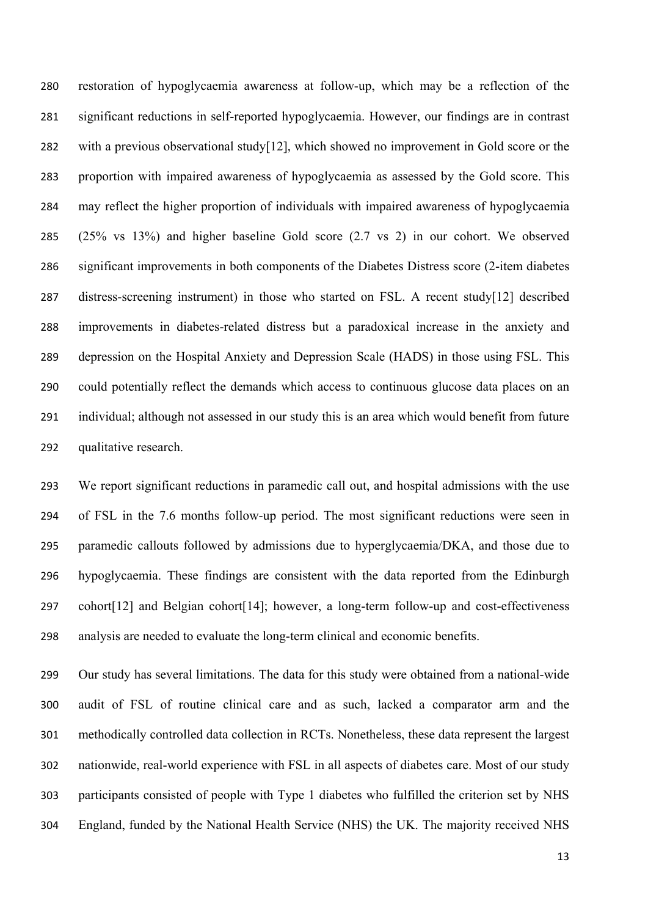restoration of hypoglycaemia awareness at follow-up, which may be a reflection of the significant reductions in self-reported hypoglycaemia. However, our findings are in contrast with a previous observational study[12], which showed no improvement in Gold score or the proportion with impaired awareness of hypoglycaemia as assessed by the Gold score. This may reflect the higher proportion of individuals with impaired awareness of hypoglycaemia (25% vs 13%) and higher baseline Gold score (2.7 vs 2) in our cohort. We observed significant improvements in both components of the Diabetes Distress score (2-item diabetes distress-screening instrument) in those who started on FSL. A recent study[12] described improvements in diabetes-related distress but a paradoxical increase in the anxiety and depression on the Hospital Anxiety and Depression Scale (HADS) in those using FSL. This could potentially reflect the demands which access to continuous glucose data places on an individual; although not assessed in our study this is an area which would benefit from future qualitative research.

We report significant reductions in paramedic call out, and hospital admissions with the use of FSL in the 7.6 months follow-up period. The most significant reductions were seen in paramedic callouts followed by admissions due to hyperglycaemia/DKA, and those due to hypoglycaemia. These findings are consistent with the data reported from the Edinburgh cohort[12] and Belgian cohort[14]; however, a long-term follow-up and cost-effectiveness analysis are needed to evaluate the long-term clinical and economic benefits.

Our study has several limitations. The data for this study were obtained from a national-wide audit of FSL of routine clinical care and as such, lacked a comparator arm and the methodically controlled data collection in RCTs. Nonetheless, these data represent the largest nationwide, real-world experience with FSL in all aspects of diabetes care. Most of our study participants consisted of people with Type 1 diabetes who fulfilled the criterion set by NHS England, funded by the National Health Service (NHS) the UK. The majority received NHS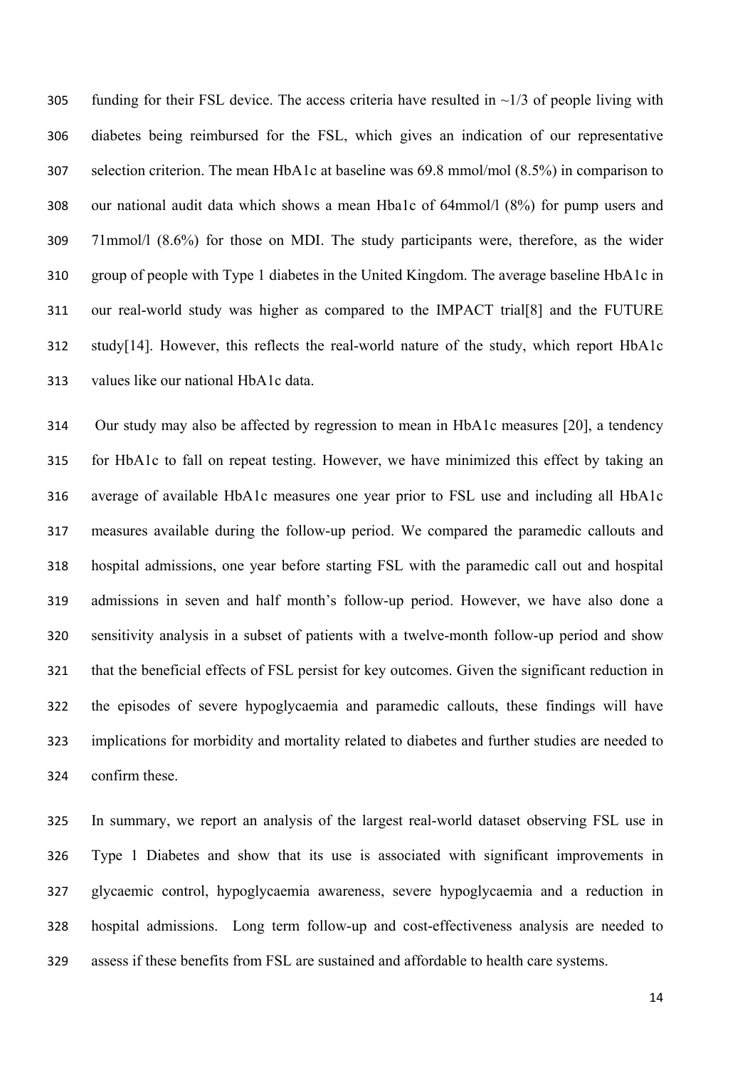funding for their FSL device. The access criteria have resulted in ~1/3 of people living with diabetes being reimbursed for the FSL, which gives an indication of our representative selection criterion. The mean HbA1c at baseline was 69.8 mmol/mol (8.5%) in comparison to our national audit data which shows a mean Hba1c of 64mmol/l (8%) for pump users and 71mmol/l (8.6%) for those on MDI. The study participants were, therefore, as the wider group of people with Type 1 diabetes in the United Kingdom. The average baseline HbA1c in our real-world study was higher as compared to the IMPACT trial[8] and the FUTURE study[14]. However, this reflects the real-world nature of the study, which report HbA1c values like our national HbA1c data.

Our study may also be affected by regression to mean in HbA1c measures [20], a tendency for HbA1c to fall on repeat testing. However, we have minimized this effect by taking an average of available HbA1c measures one year prior to FSL use and including all HbA1c measures available during the follow-up period. We compared the paramedic callouts and hospital admissions, one year before starting FSL with the paramedic call out and hospital admissions in seven and half month's follow-up period. However, we have also done a sensitivity analysis in a subset of patients with a twelve-month follow-up period and show that the beneficial effects of FSL persist for key outcomes. Given the significant reduction in the episodes of severe hypoglycaemia and paramedic callouts, these findings will have implications for morbidity and mortality related to diabetes and further studies are needed to confirm these.

In summary, we report an analysis of the largest real-world dataset observing FSL use in Type 1 Diabetes and show that its use is associated with significant improvements in glycaemic control, hypoglycaemia awareness, severe hypoglycaemia and a reduction in hospital admissions. Long term follow-up and cost-effectiveness analysis are needed to assess if these benefits from FSL are sustained and affordable to health care systems.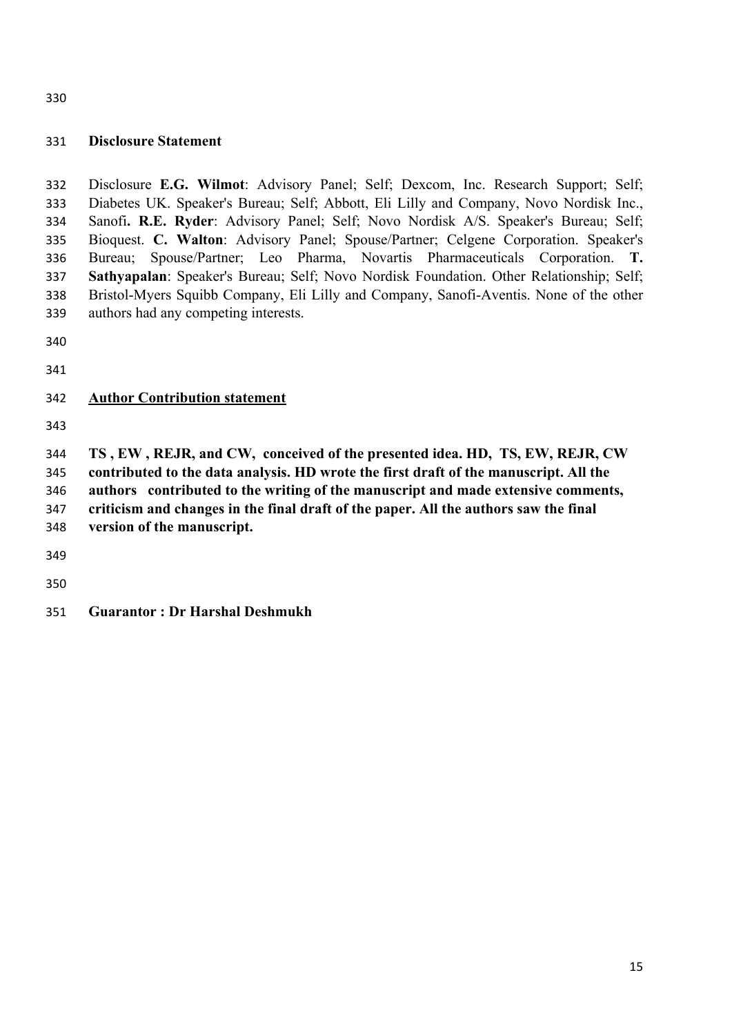## Disclosure Statement

Disclosure **E.G. Wilmot**: Advisory Panel; Self; Dexcom, Inc. Research Support; Self; Diabetes UK. Speaker's Bureau; Self; Abbott, Eli Lilly and Company, Novo Nordisk Inc., Sanofi**. R.E. Ryder**: Advisory Panel; Self; Novo Nordisk A/S. Speaker's Bureau; Self; Bioquest. **C. Walton**: Advisory Panel; Spouse/Partner; Celgene Corporation. Speaker's Bureau; Spouse/Partner; Leo Pharma, Novartis Pharmaceuticals Corporation. **T. Sathyapalan**: Speaker's Bureau; Self; Novo Nordisk Foundation. Other Relationship; Self; Bristol-Myers Squibb Company, Eli Lilly and Company, Sanofi-Aventis. None of the other authors had any competing interests.

## Author Contribution statement

**TS , EW , REJR, and CW, conceived of the presented idea. HD, TS, EW, REJR, CW contributed to the data analysis. HD wrote the first draft of the manuscript. All the authors contributed to the writing of the manuscript and made extensive comments, criticism and changes in the final draft of the paper. All the authors saw the final version of the manuscript.**

**Guarantor : Dr Harshal Deshmukh**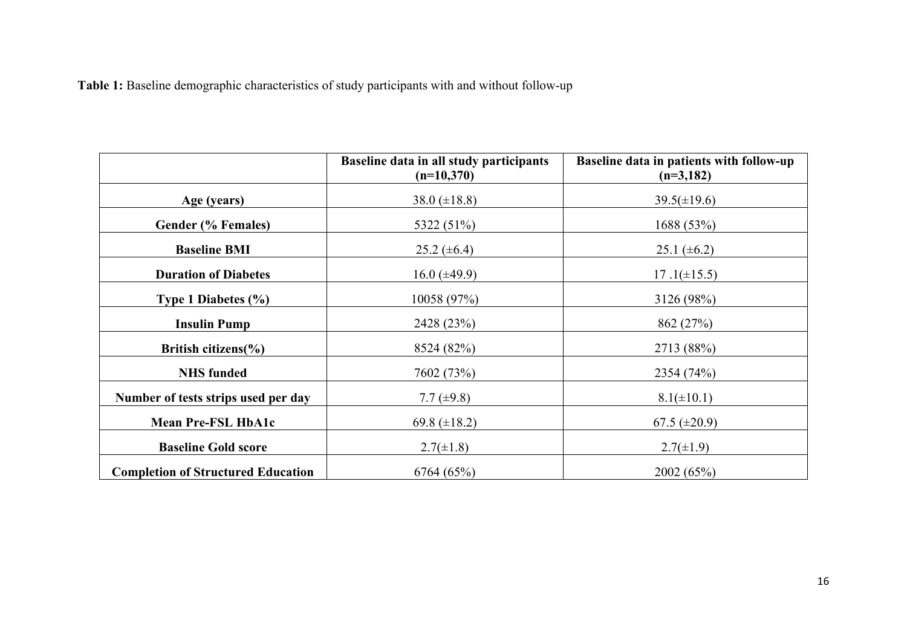**Table 1:** Baseline demographic characteristics of study participants with and without follow-up

| | Baseline data in all study participants (n=10,370) | Baseline data in patients with follow-up (n=3,182) |
|---|---|---|
| **Age (years)** | 38.0 (±18.8) | 39.5(±19.6) |
| **Gender (% Females)** | 5322 (51%) | 1688 (53%) |
| **Baseline BMI** | 25.2 (±6.4) | 25.1 (±6.2) |
| **Duration of Diabetes** | 16.0 (±49.9) | 17 .1(±15.5) |
| **Type 1 Diabetes (%)** | 10058 (97%) | 3126 (98%) |
| **Insulin Pump** | 2428 (23%) | 862 (27%) |
| **British citizens(%)** | 8524 (82%) | 2713 (88%) |
| **NHS funded** | 7602 (73%) | 2354 (74%) |
| **Number of tests strips used per day** | 7.7 (±9.8) | 8.1(±10.1) |
| **Mean Pre-FSL HbA1c** | 69.8 (±18.2) | 67.5 (±20.9) |
| **Baseline Gold score** | 2.7(±1.8) | 2.7(±1.9) |
| **Completion of Structured Education** | 6764 (65%) | 2002 (65%) |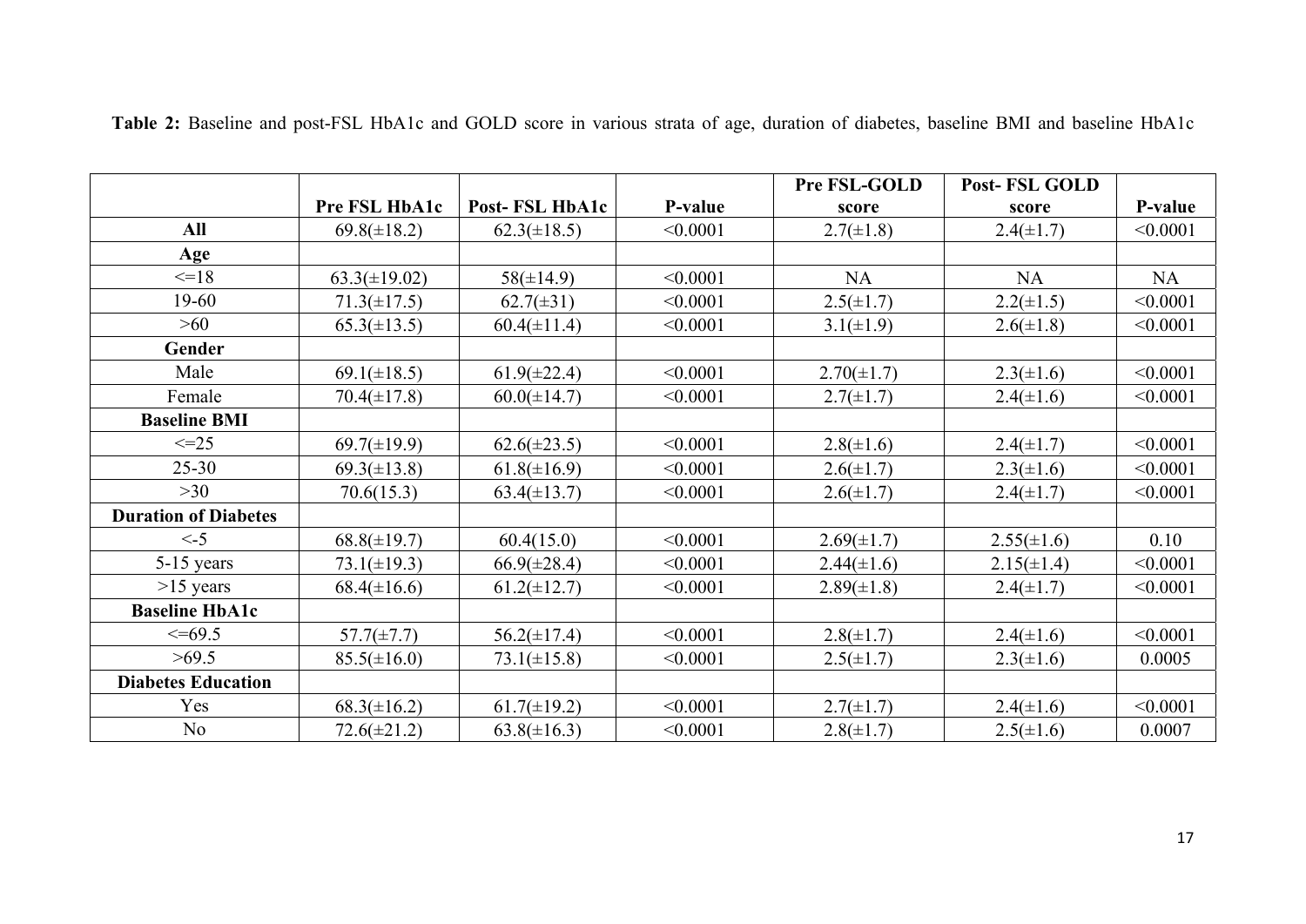**Table 2:** Baseline and post-FSL HbA1c and GOLD score in various strata of age, duration of diabetes, baseline BMI and baseline HbA1c

| | Pre FSL HbA1c | Post- FSL HbA1c | P-value | Pre FSL-GOLD score | Post- FSL GOLD score | P-value |
|---|---|---|---|---|---|---|
| **All** | 69.8(±18.2) | 62.3(±18.5) | <0.0001 | 2.7(±1.8) | 2.4(±1.7) | <0.0001 |
| **Age** | | | | | | |
| <=18 | 63.3(±19.02) | 58(±14.9) | <0.0001 | NA | NA | NA |
| 19-60 | 71.3(±17.5) | 62.7(±31) | <0.0001 | 2.5(±1.7) | 2.2(±1.5) | <0.0001 |
| >60 | 65.3(±13.5) | 60.4(±11.4) | <0.0001 | 3.1(±1.9) | 2.6(±1.8) | <0.0001 |
| **Gender** | | | | | | |
| Male | 69.1(±18.5) | 61.9(±22.4) | <0.0001 | 2.70(±1.7) | 2.3(±1.6) | <0.0001 |
| Female | 70.4(±17.8) | 60.0(±14.7) | <0.0001 | 2.7(±1.7) | 2.4(±1.6) | <0.0001 |
| **Baseline BMI** | | | | | | |
| <=25 | 69.7(±19.9) | 62.6(±23.5) | <0.0001 | 2.8(±1.6) | 2.4(±1.7) | <0.0001 |
| 25-30 | 69.3(±13.8) | 61.8(±16.9) | <0.0001 | 2.6(±1.7) | 2.3(±1.6) | <0.0001 |
| >30 | 70.6(15.3) | 63.4(±13.7) | <0.0001 | 2.6(±1.7) | 2.4(±1.7) | <0.0001 |
| **Duration of Diabetes** | | | | | | |
| <-5 | 68.8(±19.7) | 60.4(15.0) | <0.0001 | 2.69(±1.7) | 2.55(±1.6) | 0.10 |
| 5-15 years | 73.1(±19.3) | 66.9(±28.4) | <0.0001 | 2.44(±1.6) | 2.15(±1.4) | <0.0001 |
| >15 years | 68.4(±16.6) | 61.2(±12.7) | <0.0001 | 2.89(±1.8) | 2.4(±1.7) | <0.0001 |
| **Baseline HbA1c** | | | | | | |
| <=69.5 | 57.7(±7.7) | 56.2(±17.4) | <0.0001 | 2.8(±1.7) | 2.4(±1.6) | <0.0001 |
| >69.5 | 85.5(±16.0) | 73.1(±15.8) | <0.0001 | 2.5(±1.7) | 2.3(±1.6) | 0.0005 |
| **Diabetes Education** | | | | | | |
| Yes | 68.3(±16.2) | 61.7(±19.2) | <0.0001 | 2.7(±1.7) | 2.4(±1.6) | <0.0001 |
| No | 72.6(±21.2) | 63.8(±16.3) | <0.0001 | 2.8(±1.7) | 2.5(±1.6) | 0.0007 |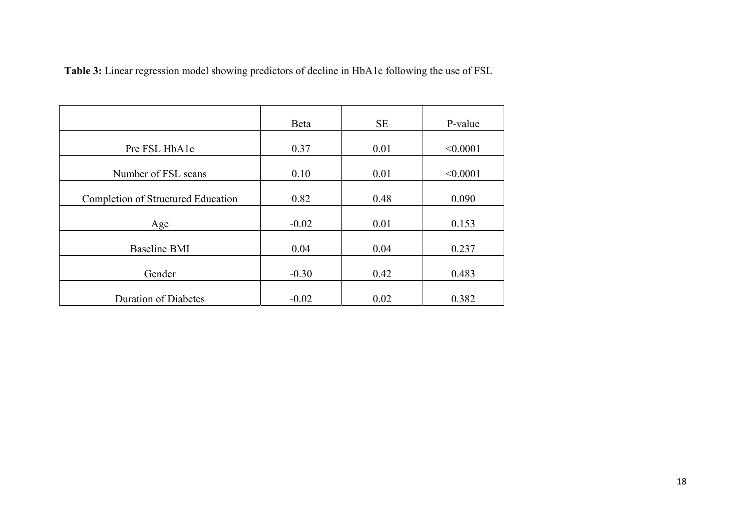**Table 3:** Linear regression model showing predictors of decline in HbA1c following the use of FSL

| | Beta | SE | P-value |
|---|---|---|---|
| Pre FSL HbA1c | 0.37 | 0.01 | <0.0001 |
| Number of FSL scans | 0.10 | 0.01 | <0.0001 |
| Completion of Structured Education | 0.82 | 0.48 | 0.090 |
| Age | -0.02 | 0.01 | 0.153 |
| Baseline BMI | 0.04 | 0.04 | 0.237 |
| Gender | -0.30 | 0.42 | 0.483 |
| Duration of Diabetes | -0.02 | 0.02 | 0.382 |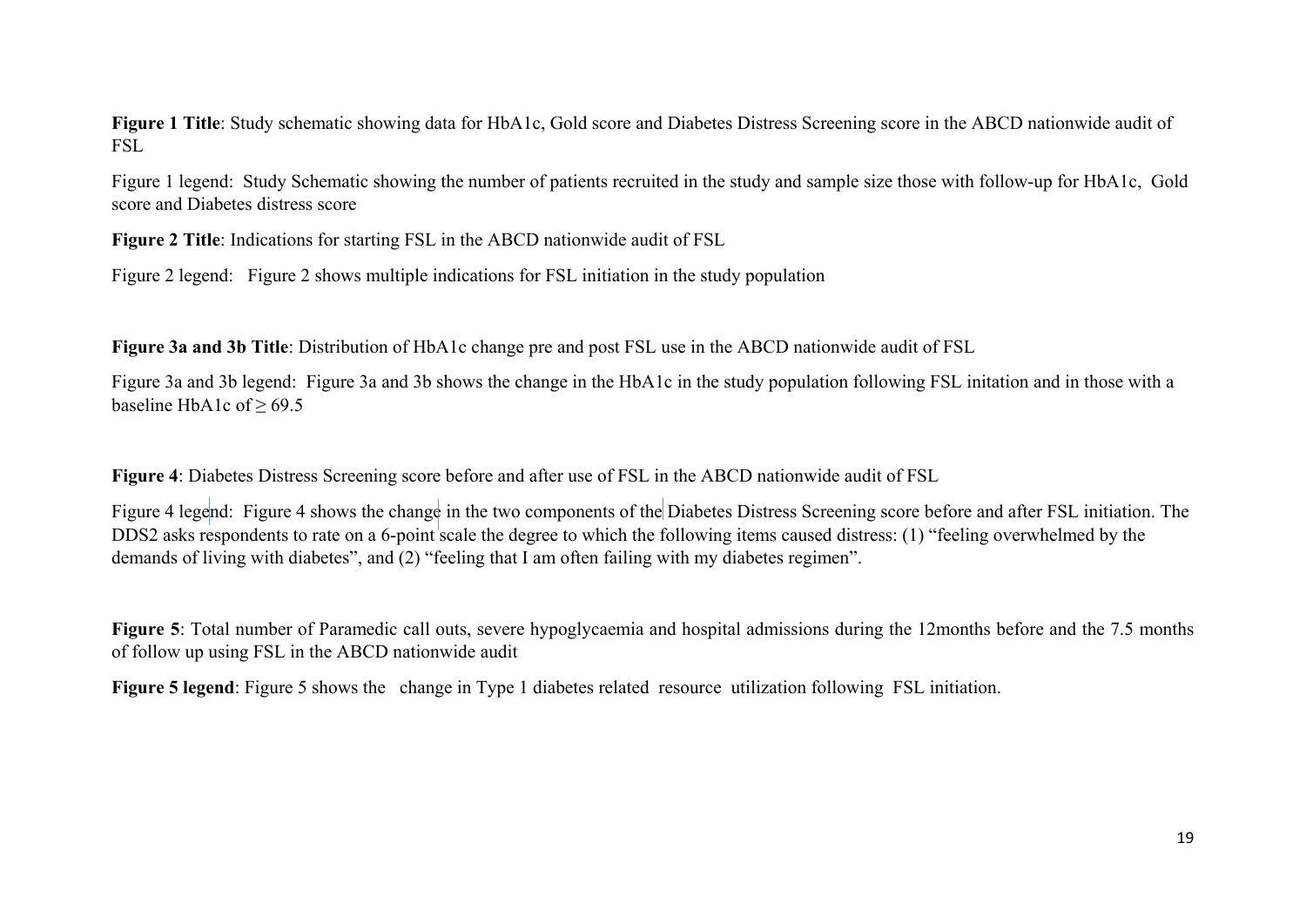**Figure 1 Title**: Study schematic showing data for HbA1c, Gold score and Diabetes Distress Screening score in the ABCD nationwide audit of FSL

Figure 1 legend: Study Schematic showing the number of patients recruited in the study and sample size those with follow-up for HbA1c, Gold score and Diabetes distress score

**Figure 2 Title**: Indications for starting FSL in the ABCD nationwide audit of FSL

Figure 2 legend: Figure 2 shows multiple indications for FSL initiation in the study population

**Figure 3a and 3b Title**: Distribution of HbA1c change pre and post FSL use in the ABCD nationwide audit of FSL

Figure 3a and 3b legend: Figure 3a and 3b shows the change in the HbA1c in the study population following FSL initation and in those with a baseline HbA1c of $\geq 69.5$

**Figure 4**: Diabetes Distress Screening score before and after use of FSL in the ABCD nationwide audit of FSL

Figure 4 legend: Figure 4 shows the change in the two components of the Diabetes Distress Screening score before and after FSL initiation. The DDS2 asks respondents to rate on a 6-point scale the degree to which the following items caused distress: (1) “feeling overwhelmed by the demands of living with diabetes”, and (2) “feeling that I am often failing with my diabetes regimen”.

**Figure 5**: Total number of Paramedic call outs, severe hypoglycaemia and hospital admissions during the 12months before and the 7.5 months of follow up using FSL in the ABCD nationwide audit

**Figure 5 legend**: Figure 5 shows the change in Type 1 diabetes related resource utilization following FSL initiation.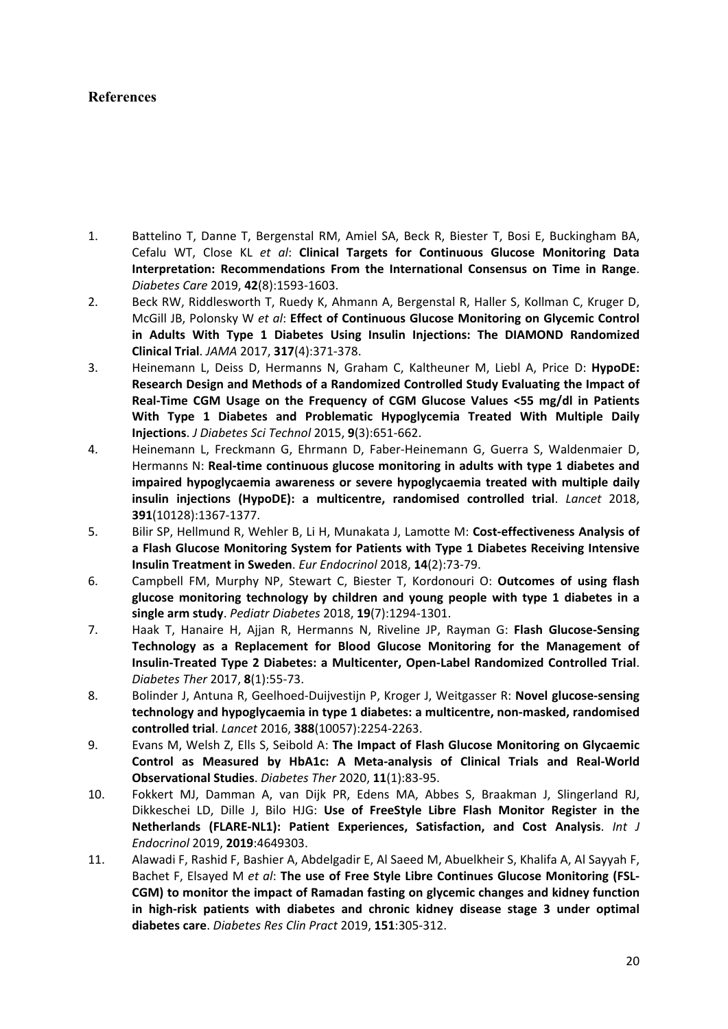## References

1. Battelino T, Danne T, Bergenstal RM, Amiel SA, Beck R, Biester T, Bosi E, Buckingham BA, Cefalu WT, Close KL *et al*: **Clinical Targets for Continuous Glucose Monitoring Data Interpretation: Recommendations From the International Consensus on Time in Range**. *Diabetes Care* 2019, **42**(8):1593-1603.
2. Beck RW, Riddlesworth T, Ruedy K, Ahmann A, Bergenstal R, Haller S, Kollman C, Kruger D, McGill JB, Polonsky W *et al*: **Effect of Continuous Glucose Monitoring on Glycemic Control in Adults With Type 1 Diabetes Using Insulin Injections: The DIAMOND Randomized Clinical Trial**. *JAMA* 2017, **317**(4):371-378.
3. Heinemann L, Deiss D, Hermanns N, Graham C, Kaltheuner M, Liebl A, Price D: **HypoDE: Research Design and Methods of a Randomized Controlled Study Evaluating the Impact of Real-Time CGM Usage on the Frequency of CGM Glucose Values <55 mg/dl in Patients With Type 1 Diabetes and Problematic Hypoglycemia Treated With Multiple Daily Injections**. *J Diabetes Sci Technol* 2015, **9**(3):651-662.
4. Heinemann L, Freckmann G, Ehrmann D, Faber-Heinemann G, Guerra S, Waldenmaier D, Hermanns N: **Real-time continuous glucose monitoring in adults with type 1 diabetes and impaired hypoglycaemia awareness or severe hypoglycaemia treated with multiple daily insulin injections (HypoDE): a multicentre, randomised controlled trial**. *Lancet* 2018, **391**(10128):1367-1377.
5. Bilir SP, Hellmund R, Wehler B, Li H, Munakata J, Lamotte M: **Cost-effectiveness Analysis of a Flash Glucose Monitoring System for Patients with Type 1 Diabetes Receiving Intensive Insulin Treatment in Sweden**. *Eur Endocrinol* 2018, **14**(2):73-79.
6. Campbell FM, Murphy NP, Stewart C, Biester T, Kordonouri O: **Outcomes of using flash glucose monitoring technology by children and young people with type 1 diabetes in a single arm study**. *Pediatr Diabetes* 2018, **19**(7):1294-1301.
7. Haak T, Hanaire H, Ajjan R, Hermanns N, Riveline JP, Rayman G: **Flash Glucose-Sensing Technology as a Replacement for Blood Glucose Monitoring for the Management of Insulin-Treated Type 2 Diabetes: a Multicenter, Open-Label Randomized Controlled Trial**. *Diabetes Ther* 2017, **8**(1):55-73.
8. Bolinder J, Antuna R, Geelhoed-Duijvestijn P, Kroger J, Weitgasser R: **Novel glucose-sensing technology and hypoglycaemia in type 1 diabetes: a multicentre, non-masked, randomised controlled trial**. *Lancet* 2016, **388**(10057):2254-2263.
9. Evans M, Welsh Z, Ells S, Seibold A: **The Impact of Flash Glucose Monitoring on Glycaemic Control as Measured by HbA1c: A Meta-analysis of Clinical Trials and Real-World Observational Studies**. *Diabetes Ther* 2020, **11**(1):83-95.
10. Fokkert MJ, Damman A, van Dijk PR, Edens MA, Abbes S, Braakman J, Slingerland RJ, Dikkeschei LD, Dille J, Bilo HJG: **Use of FreeStyle Libre Flash Monitor Register in the Netherlands (FLARE-NL1): Patient Experiences, Satisfaction, and Cost Analysis**. *Int J Endocrinol* 2019, **2019**:4649303.
11. Alawadi F, Rashid F, Bashier A, Abdelgadir E, Al Saeed M, Abuelkheir S, Khalifa A, Al Sayyah F, Bachet F, Elsayed M *et al*: **The use of Free Style Libre Continues Glucose Monitoring (FSL-CGM) to monitor the impact of Ramadan fasting on glycemic changes and kidney function in high-risk patients with diabetes and chronic kidney disease stage 3 under optimal diabetes care**. *Diabetes Res Clin Pract* 2019, **151**:305-312.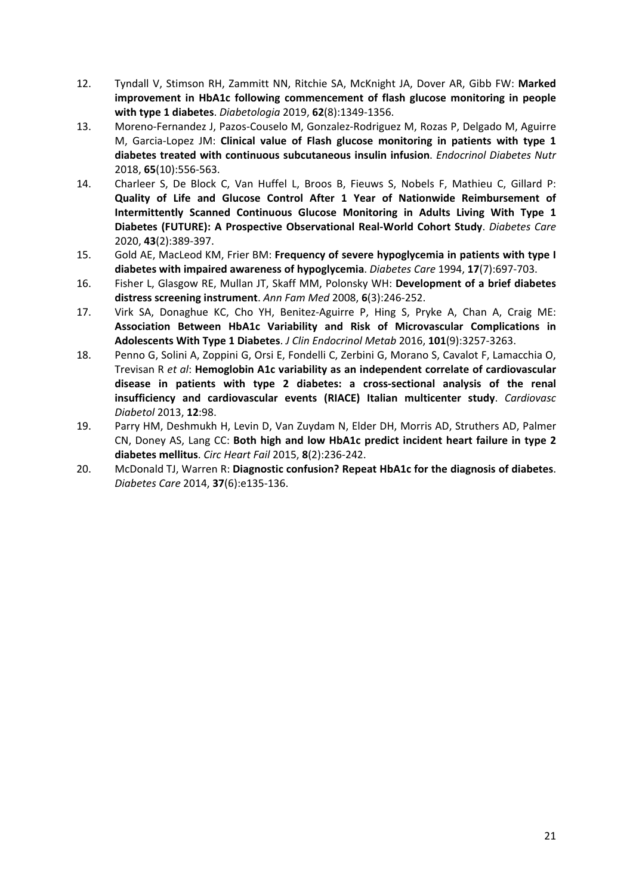12. Tyndall V, Stimson RH, Zammitt NN, Ritchie SA, McKnight JA, Dover AR, Gibb FW: **Marked improvement in HbA1c following commencement of flash glucose monitoring in people with type 1 diabetes**. *Diabetologia* 2019, **62**(8):1349-1356.
13. Moreno-Fernandez J, Pazos-Couselo M, Gonzalez-Rodriguez M, Rozas P, Delgado M, Aguirre M, Garcia-Lopez JM: **Clinical value of Flash glucose monitoring in patients with type 1 diabetes treated with continuous subcutaneous insulin infusion**. *Endocrinol Diabetes Nutr* 2018, **65**(10):556-563.
14. Charleer S, De Block C, Van Huffel L, Broos B, Fieuws S, Nobels F, Mathieu C, Gillard P: **Quality of Life and Glucose Control After 1 Year of Nationwide Reimbursement of Intermittently Scanned Continuous Glucose Monitoring in Adults Living With Type 1 Diabetes (FUTURE): A Prospective Observational Real-World Cohort Study**. *Diabetes Care* 2020, **43**(2):389-397.
15. Gold AE, MacLeod KM, Frier BM: **Frequency of severe hypoglycemia in patients with type I diabetes with impaired awareness of hypoglycemia**. *Diabetes Care* 1994, **17**(7):697-703.
16. Fisher L, Glasgow RE, Mullan JT, Skaff MM, Polonsky WH: **Development of a brief diabetes distress screening instrument**. *Ann Fam Med* 2008, **6**(3):246-252.
17. Virk SA, Donaghue KC, Cho YH, Benitez-Aguirre P, Hing S, Pryke A, Chan A, Craig ME: **Association Between HbA1c Variability and Risk of Microvascular Complications in Adolescents With Type 1 Diabetes**. *J Clin Endocrinol Metab* 2016, **101**(9):3257-3263.
18. Penno G, Solini A, Zoppini G, Orsi E, Fondelli C, Zerbini G, Morano S, Cavalot F, Lamacchia O, Trevisan R *et al*: **Hemoglobin A1c variability as an independent correlate of cardiovascular disease in patients with type 2 diabetes: a cross-sectional analysis of the renal insufficiency and cardiovascular events (RIACE) Italian multicenter study**. *Cardiovasc Diabetol* 2013, **12**:98.
19. Parry HM, Deshmukh H, Levin D, Van Zuydam N, Elder DH, Morris AD, Struthers AD, Palmer CN, Doney AS, Lang CC: **Both high and low HbA1c predict incident heart failure in type 2 diabetes mellitus**. *Circ Heart Fail* 2015, **8**(2):236-242.
20. McDonald TJ, Warren R: **Diagnostic confusion? Repeat HbA1c for the diagnosis of diabetes**. *Diabetes Care* 2014, **37**(6):e135-136.